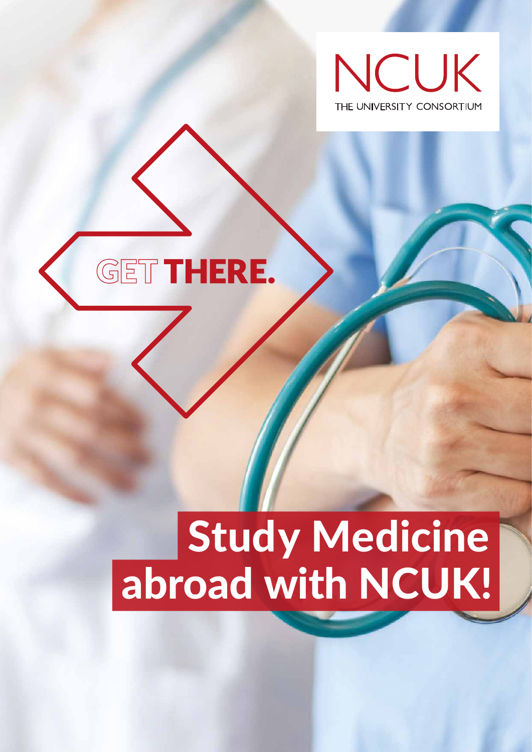NCUK

THE UNIVERSITY CONSORTIUM

GET **THERE.**

# Study Medicine abroad with NCUK!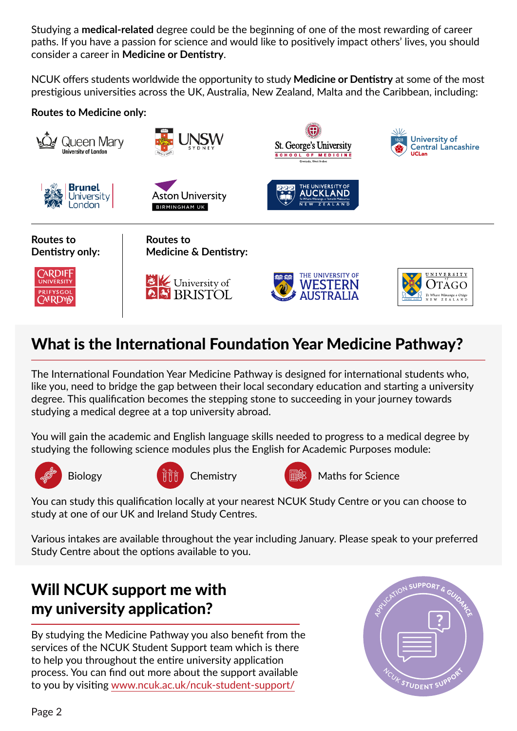Studying a **medical-related** degree could be the beginning of one of the most rewarding of career paths. If you have a passion for science and would like to positively impact others' lives, you should consider a career in **Medicine or Dentistry**.

NCUK offers students worldwide the opportunity to study **Medicine or Dentistry** at some of the most prestigious universities across the UK, Australia, New Zealand, Malta and the Caribbean, including:

**Routes to Medicine only:**

- Queen Mary University of London
- UNSW Sydney
- St. George's University School of Medicine, Grenada, West Indies
- University of Central Lancashire (UCLan)
- Brunel University London
- Aston University Birmingham UK
- The University of Auckland, New Zealand

**Routes to Dentistry only:**

- Cardiff University / Prifysgol Caerdydd

**Routes to Medicine & Dentistry:**

- University of Bristol
- The University of Western Australia
- University of Otago, New Zealand

## What is the International Foundation Year Medicine Pathway?

The International Foundation Year Medicine Pathway is designed for international students who, like you, need to bridge the gap between their local secondary education and starting a university degree. This qualification becomes the stepping stone to succeeding in your journey towards studying a medical degree at a top university abroad.

You will gain the academic and English language skills needed to progress to a medical degree by studying the following science modules plus the English for Academic Purposes module:

- Biology
- Chemistry
- Maths for Science

You can study this qualification locally at your nearest NCUK Study Centre or you can choose to study at one of our UK and Ireland Study Centres.

Various intakes are available throughout the year including January. Please speak to your preferred Study Centre about the options available to you.

## Will NCUK support me with my university application?

By studying the Medicine Pathway you also benefit from the services of the NCUK Student Support team which is there to help you throughout the entire university application process. You can find out more about the support available to you by visiting www.ncuk.ac.uk/ncuk-student-support/

Application Support & Guidance – NCUK Student Support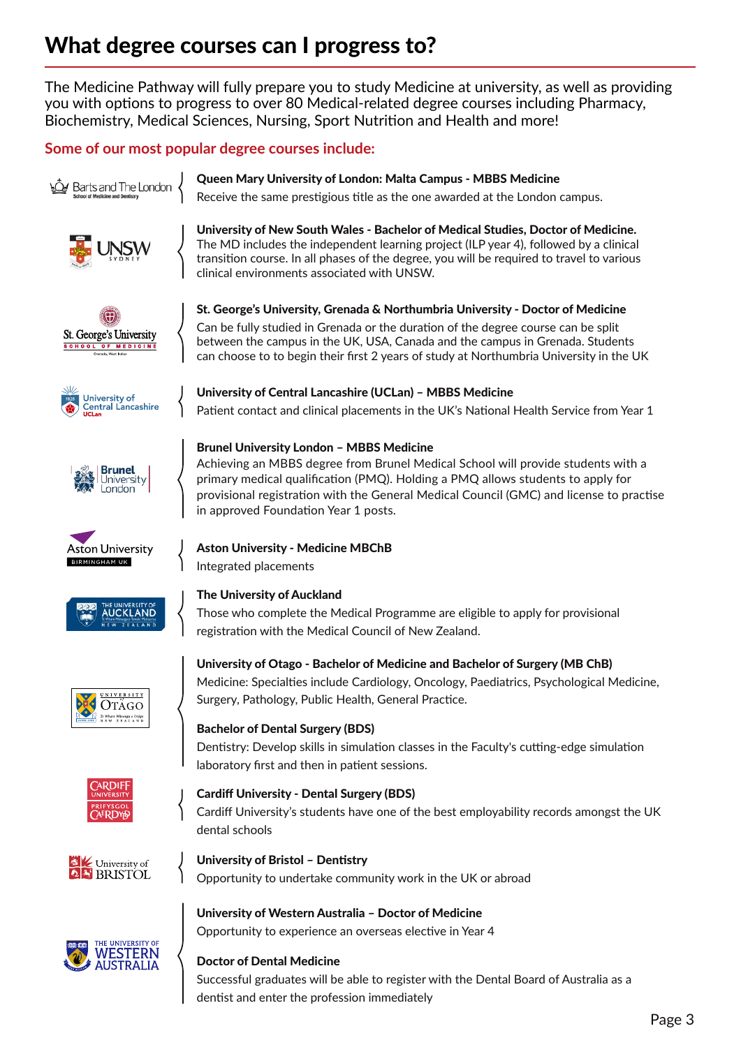# What degree courses can I progress to?

The Medicine Pathway will fully prepare you to study Medicine at university, as well as providing you with options to progress to over 80 Medical-related degree courses including Pharmacy, Biochemistry, Medical Sciences, Nursing, Sport Nutrition and Health and more!

## Some of our most popular degree courses include:

**Queen Mary University of London: Malta Campus - MBBS Medicine**

Receive the same prestigious title as the one awarded at the London campus.

**University of New South Wales - Bachelor of Medical Studies, Doctor of Medicine.**

The MD includes the independent learning project (ILP year 4), followed by a clinical transition course. In all phases of the degree, you will be required to travel to various clinical environments associated with UNSW.

**St. George's University, Grenada & Northumbria University - Doctor of Medicine**

Can be fully studied in Grenada or the duration of the degree course can be split between the campus in the UK, USA, Canada and the campus in Grenada. Students can choose to to begin their first 2 years of study at Northumbria University in the UK

**University of Central Lancashire (UCLan) – MBBS Medicine**

Patient contact and clinical placements in the UK's National Health Service from Year 1

**Brunel University London – MBBS Medicine**

Achieving an MBBS degree from Brunel Medical School will provide students with a primary medical qualification (PMQ). Holding a PMQ allows students to apply for provisional registration with the General Medical Council (GMC) and license to practise in approved Foundation Year 1 posts.

**Aston University - Medicine MBChB**

Integrated placements

**The University of Auckland**

Those who complete the Medical Programme are eligible to apply for provisional registration with the Medical Council of New Zealand.

**University of Otago - Bachelor of Medicine and Bachelor of Surgery (MB ChB)**

Medicine: Specialties include Cardiology, Oncology, Paediatrics, Psychological Medicine, Surgery, Pathology, Public Health, General Practice.

**Bachelor of Dental Surgery (BDS)**

Dentistry: Develop skills in simulation classes in the Faculty's cutting-edge simulation laboratory first and then in patient sessions.

**Cardiff University - Dental Surgery (BDS)**

Cardiff University's students have one of the best employability records amongst the UK dental schools

**University of Bristol – Dentistry**

Opportunity to undertake community work in the UK or abroad

**University of Western Australia – Doctor of Medicine**

Opportunity to experience an overseas elective in Year 4

**Doctor of Dental Medicine**

Successful graduates will be able to register with the Dental Board of Australia as a dentist and enter the profession immediately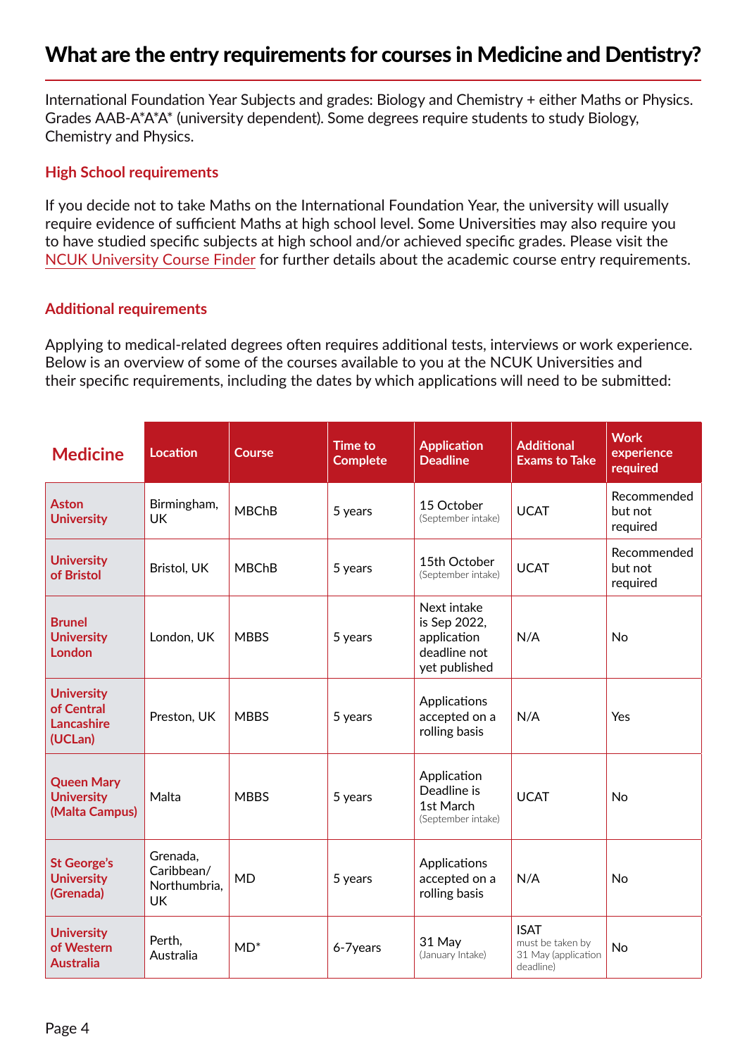# What are the entry requirements for courses in Medicine and Dentistry?

International Foundation Year Subjects and grades: Biology and Chemistry + either Maths or Physics. Grades AAB-A*A*A* (university dependent). Some degrees require students to study Biology, Chemistry and Physics.

## High School requirements

If you decide not to take Maths on the International Foundation Year, the university will usually require evidence of sufficient Maths at high school level. Some Universities may also require you to have studied specific subjects at high school and/or achieved specific grades. Please visit the NCUK University Course Finder for further details about the academic course entry requirements.

## Additional requirements

Applying to medical-related degrees often requires additional tests, interviews or work experience. Below is an overview of some of the courses available to you at the NCUK Universities and their specific requirements, including the dates by which applications will need to be submitted:

| Medicine | Location | Course | Time to Complete | Application Deadline | Additional Exams to Take | Work experience required |
|---|---|---|---|---|---|---|
| Aston University | Birmingham, UK | MBChB | 5 years | 15 October (September intake) | UCAT | Recommended but not required |
| University of Bristol | Bristol, UK | MBChB | 5 years | 15th October (September intake) | UCAT | Recommended but not required |
| Brunel University London | London, UK | MBBS | 5 years | Next intake is Sep 2022, application deadline not yet published | N/A | No |
| University of Central Lancashire (UCLan) | Preston, UK | MBBS | 5 years | Applications accepted on a rolling basis | N/A | Yes |
| Queen Mary University (Malta Campus) | Malta | MBBS | 5 years | Application Deadline is 1st March (September intake) | UCAT | No |
| St George's University (Grenada) | Grenada, Caribbean/ Northumbria, UK | MD | 5 years | Applications accepted on a rolling basis | N/A | No |
| University of Western Australia | Perth, Australia | MD* | 6-7years | 31 May (January Intake) | ISAT must be taken by 31 May (application deadline) | No |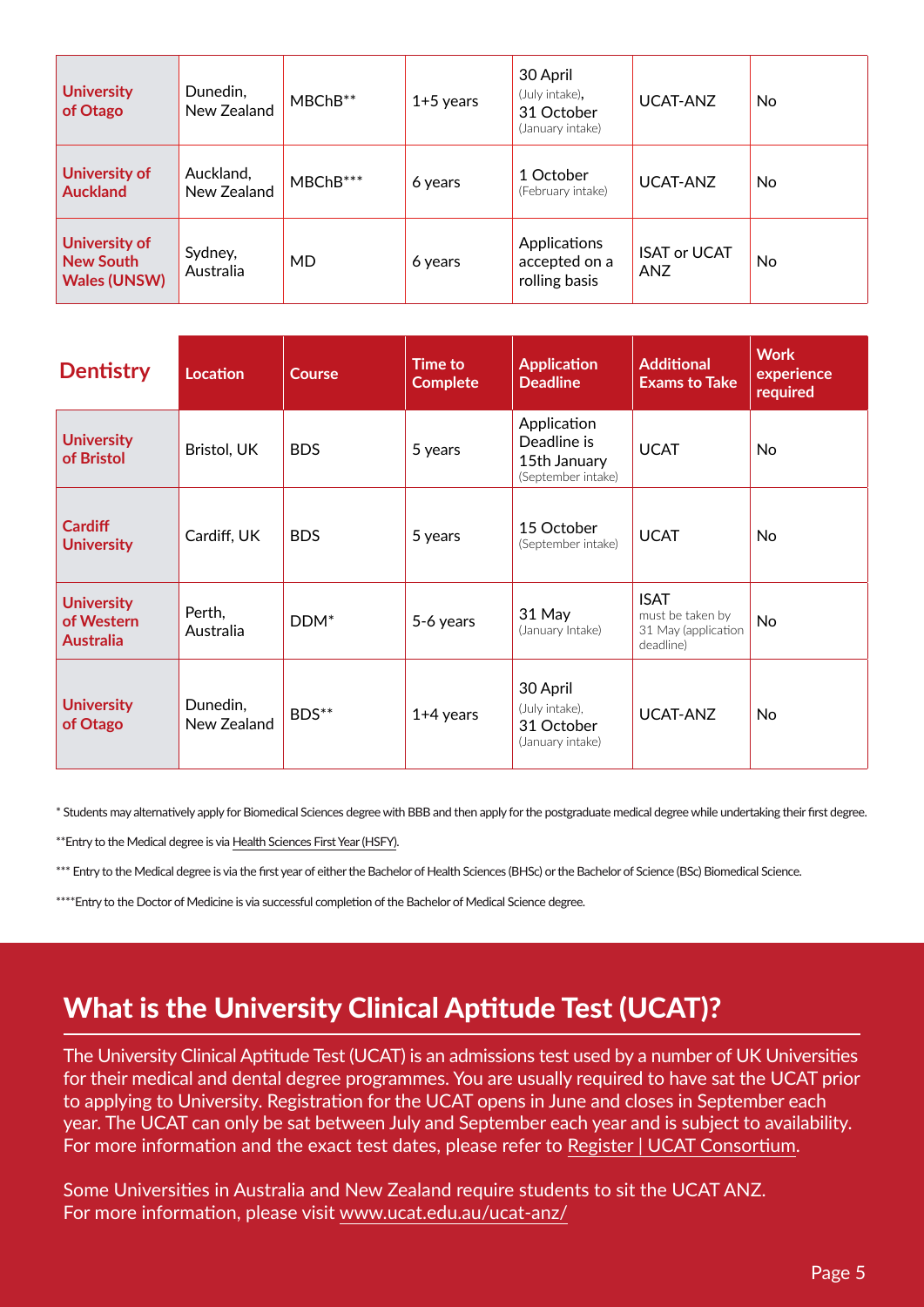| | | | | | | |
|---|---|---|---|---|---|---|
| **University of Otago** | Dunedin, New Zealand | MBChB** | 1+5 years | 30 April (July intake), 31 October (January intake) | UCAT-ANZ | No |
| **University of Auckland** | Auckland, New Zealand | MBChB*** | 6 years | 1 October (February intake) | UCAT-ANZ | No |
| **University of New South Wales (UNSW)** | Sydney, Australia | MD | 6 years | Applications accepted on a rolling basis | ISAT or UCAT ANZ | No |

| **Dentistry** | Location | Course | Time to Complete | Application Deadline | Additional Exams to Take | Work experience required |
|---|---|---|---|---|---|---|
| **University of Bristol** | Bristol, UK | BDS | 5 years | Application Deadline is 15th January (September intake) | UCAT | No |
| **Cardiff University** | Cardiff, UK | BDS | 5 years | 15 October (September intake) | UCAT | No |
| **University of Western Australia** | Perth, Australia | DDM* | 5-6 years | 31 May (January Intake) | ISAT must be taken by 31 May (application deadline) | No |
| **University of Otago** | Dunedin, New Zealand | BDS** | 1+4 years | 30 April (July intake), 31 October (January intake) | UCAT-ANZ | No |

* Students may alternatively apply for Biomedical Sciences degree with BBB and then apply for the postgraduate medical degree while undertaking their first degree.

**Entry to the Medical degree is via Health Sciences First Year (HSFY).

*** Entry to the Medical degree is via the first year of either the Bachelor of Health Sciences (BHSc) or the Bachelor of Science (BSc) Biomedical Science.

****Entry to the Doctor of Medicine is via successful completion of the Bachelor of Medical Science degree.

## What is the University Clinical Aptitude Test (UCAT)?

The University Clinical Aptitude Test (UCAT) is an admissions test used by a number of UK Universities for their medical and dental degree programmes. You are usually required to have sat the UCAT prior to applying to University. Registration for the UCAT opens in June and closes in September each year. The UCAT can only be sat between July and September each year and is subject to availability. For more information and the exact test dates, please refer to Register | UCAT Consortium.

Some Universities in Australia and New Zealand require students to sit the UCAT ANZ. For more information, please visit www.ucat.edu.au/ucat-anz/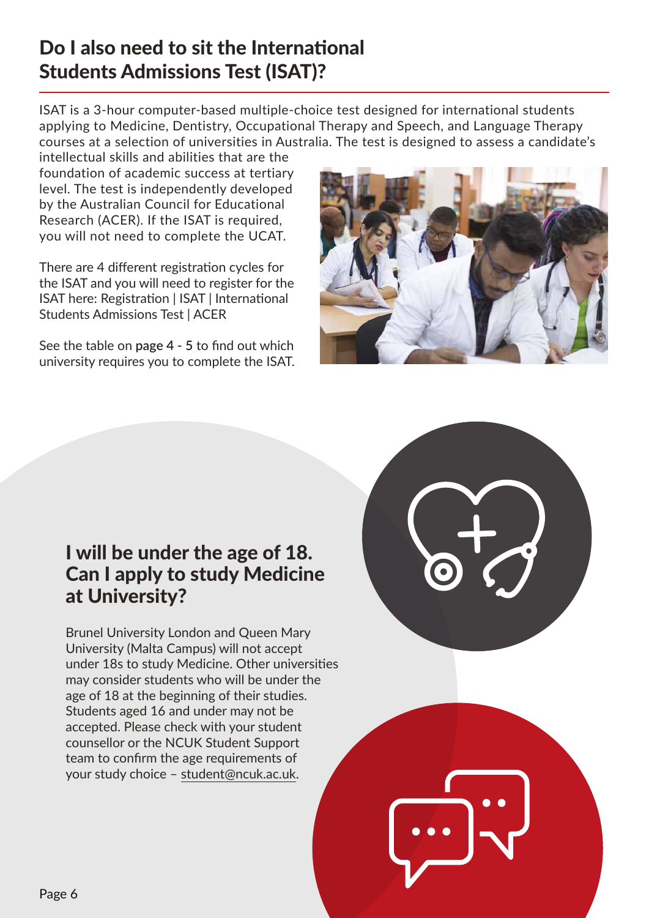## Do I also need to sit the International Students Admissions Test (ISAT)?

ISAT is a 3-hour computer-based multiple-choice test designed for international students applying to Medicine, Dentistry, Occupational Therapy and Speech, and Language Therapy courses at a selection of universities in Australia. The test is designed to assess a candidate's intellectual skills and abilities that are the foundation of academic success at tertiary level. The test is independently developed by the Australian Council for Educational Research (ACER). If the ISAT is required, you will not need to complete the UCAT.

There are 4 different registration cycles for the ISAT and you will need to register for the ISAT here: Registration | ISAT | International Students Admissions Test | ACER

See the table on **page 4 - 5** to find out which university requires you to complete the ISAT.

## I will be under the age of 18. Can I apply to study Medicine at University?

Brunel University London and Queen Mary University (Malta Campus) will not accept under 18s to study Medicine. Other universities may consider students who will be under the age of 18 at the beginning of their studies. Students aged 16 and under may not be accepted. Please check with your student counsellor or the NCUK Student Support team to confirm the age requirements of your study choice – student@ncuk.ac.uk.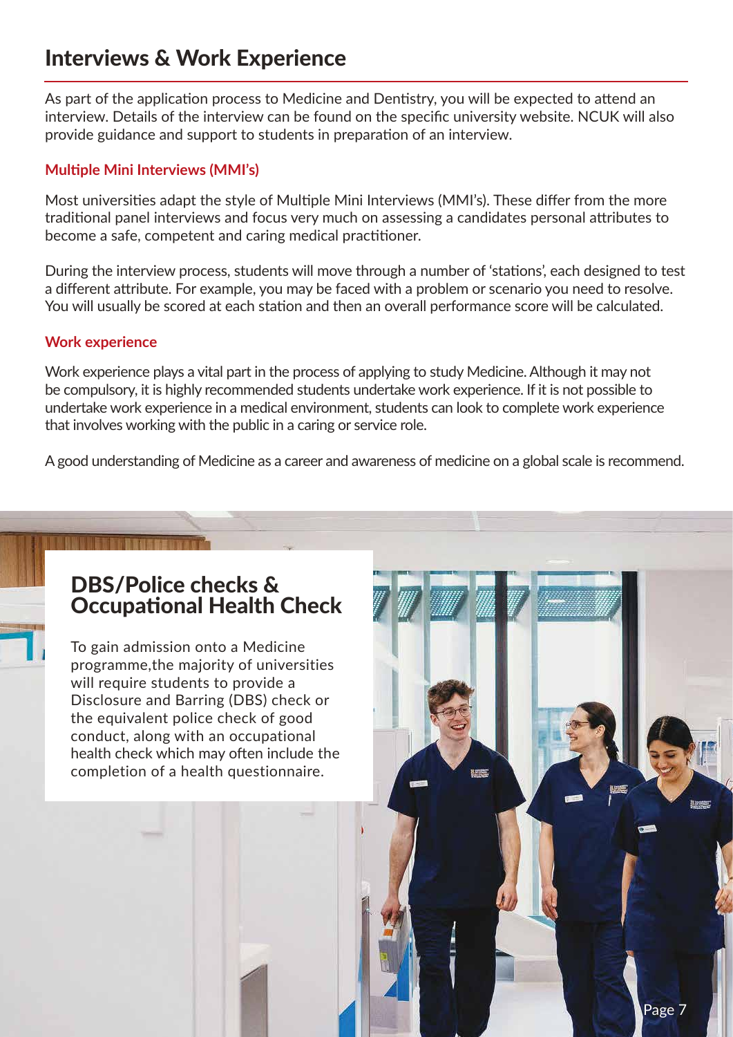# Interviews & Work Experience

As part of the application process to Medicine and Dentistry, you will be expected to attend an interview. Details of the interview can be found on the specific university website. NCUK will also provide guidance and support to students in preparation of an interview.

### Multiple Mini Interviews (MMI's)

Most universities adapt the style of Multiple Mini Interviews (MMI's). These differ from the more traditional panel interviews and focus very much on assessing a candidates personal attributes to become a safe, competent and caring medical practitioner.

During the interview process, students will move through a number of 'stations', each designed to test a different attribute. For example, you may be faced with a problem or scenario you need to resolve. You will usually be scored at each station and then an overall performance score will be calculated.

### Work experience

Work experience plays a vital part in the process of applying to study Medicine. Although it may not be compulsory, it is highly recommended students undertake work experience. If it is not possible to undertake work experience in a medical environment, students can look to complete work experience that involves working with the public in a caring or service role.

A good understanding of Medicine as a career and awareness of medicine on a global scale is recommend.

## DBS/Police checks & Occupational Health Check

To gain admission onto a Medicine programme,the majority of universities will require students to provide a Disclosure and Barring (DBS) check or the equivalent police check of good conduct, along with an occupational health check which may often include the completion of a health questionnaire.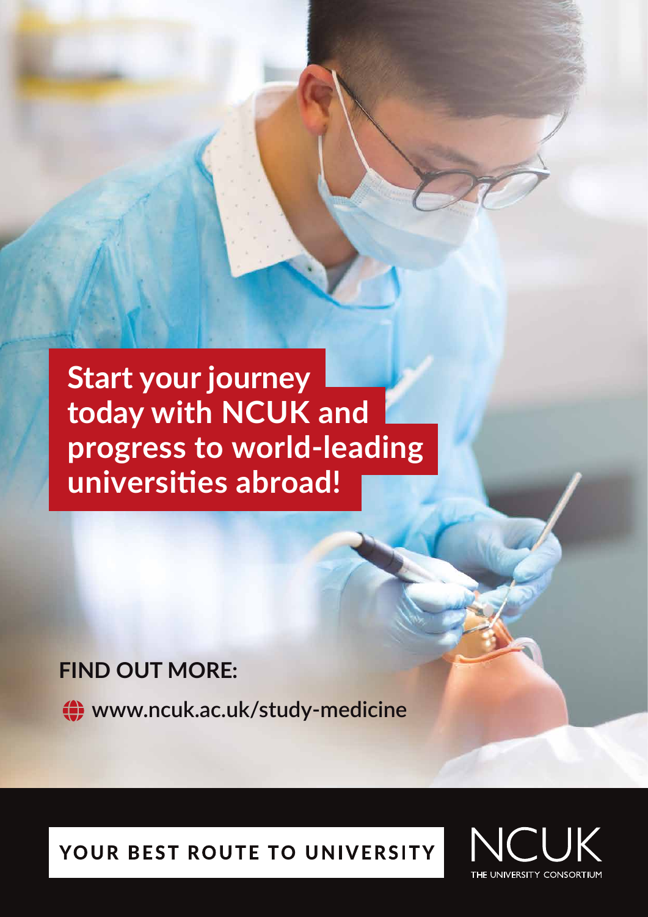**Start your journey today with NCUK and progress to world-leading universities abroad!**

## FIND OUT MORE:

www.ncuk.ac.uk/study-medicine

YOUR BEST ROUTE TO UNIVERSITY

NCUK

THE UNIVERSITY CONSORTIUM